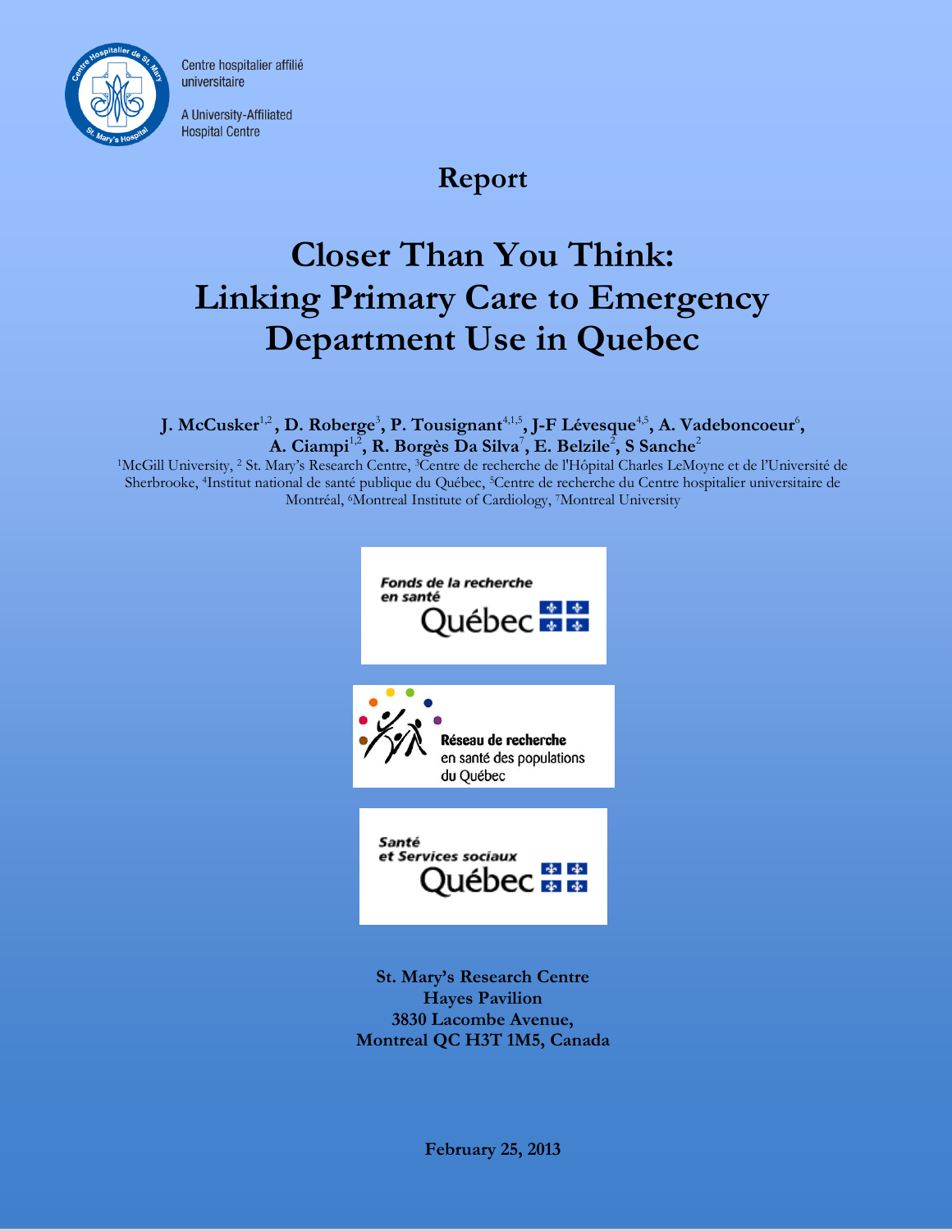Centre hospitalier affilié universitaire

A University-Affiliated Hospital Centre

## Report

# Closer Than You Think: Linking Primary Care to Emergency Department Use in Quebec

**J. McCusker[1,2], D. Roberge[3], P. Tousignant[4,1,5], J-F Lévesque[4,5], A. Vadeboncoeur[6], A. Ciampi[1,2], R. Borgès Da Silva[7], E. Belzile[2], S Sanche[2]**

[1]McGill University, [2] St. Mary's Research Centre, [3]Centre de recherche de l'Hôpital Charles LeMoyne et de l'Université de Sherbrooke, [4]Institut national de santé publique du Québec, [5]Centre de recherche du Centre hospitalier universitaire de Montréal, [6]Montreal Institute of Cardiology, [7]Montreal University

Fonds de la recherche en santé Québec

Réseau de recherche en santé des populations du Québec

Santé et Services sociaux Québec

**St. Mary's Research Centre**
**Hayes Pavilion**
**3830 Lacombe Avenue,**
**Montreal QC H3T 1M5, Canada**

**February 25, 2013**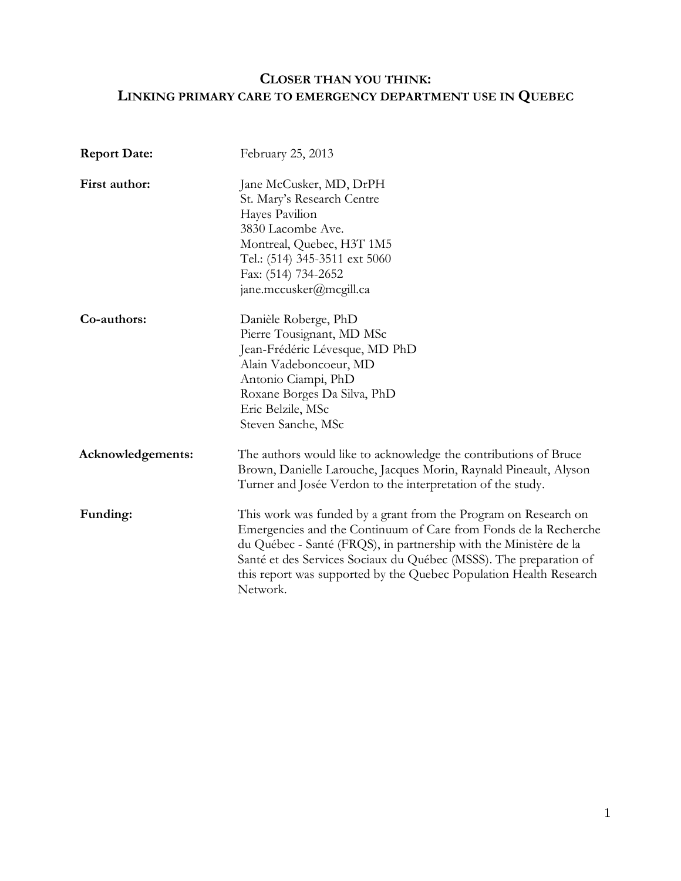# CLOSER THAN YOU THINK:
# LINKING PRIMARY CARE TO EMERGENCY DEPARTMENT USE IN QUEBEC

**Report Date:** February 25, 2013

**First author:** Jane McCusker, MD, DrPH
St. Mary's Research Centre
Hayes Pavilion
3830 Lacombe Ave.
Montreal, Quebec, H3T 1M5
Tel.: (514) 345-3511 ext 5060
Fax: (514) 734-2652
jane.mccusker@mcgill.ca

**Co-authors:**
Danièle Roberge, PhD
Pierre Tousignant, MD MSc
Jean-Frédéric Lévesque, MD PhD
Alain Vadeboncoeur, MD
Antonio Ciampi, PhD
Roxane Borges Da Silva, PhD
Eric Belzile, MSc
Steven Sanche, MSc

**Acknowledgements:** The authors would like to acknowledge the contributions of Bruce Brown, Danielle Larouche, Jacques Morin, Raynald Pineault, Alyson Turner and Josée Verdon to the interpretation of the study.

**Funding:** This work was funded by a grant from the Program on Research on Emergencies and the Continuum of Care from Fonds de la Recherche du Québec - Santé (FRQS), in partnership with the Ministère de la Santé et des Services Sociaux du Québec (MSSS). The preparation of this report was supported by the Quebec Population Health Research Network.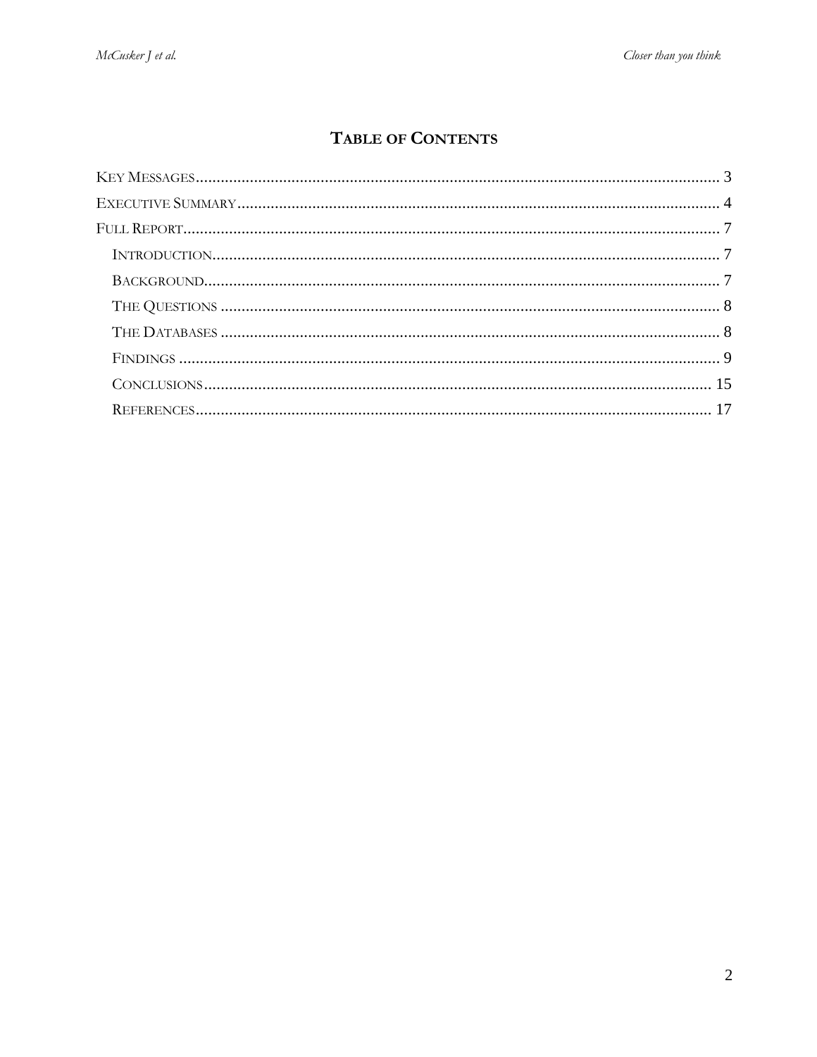# Table of Contents

- Key Messages ........ 3
- Executive Summary ........ 4
- Full Report ........ 7
  - Introduction ........ 7
  - Background ........ 7
  - The Questions ........ 8
  - The Databases ........ 8
  - Findings ........ 9
  - Conclusions ........ 15
  - References ........ 17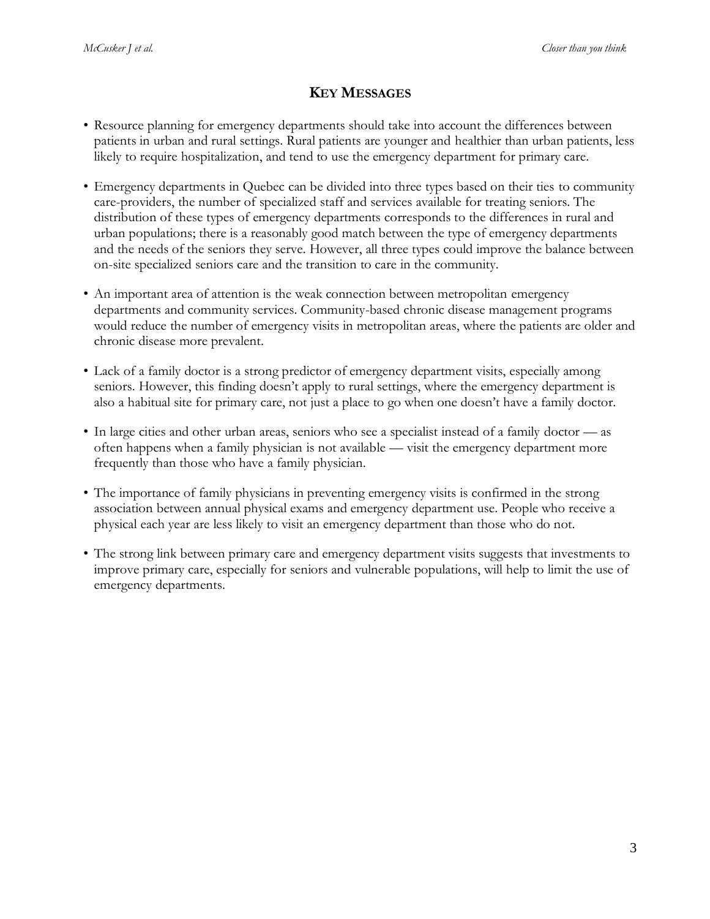## KEY MESSAGES

- Resource planning for emergency departments should take into account the differences between patients in urban and rural settings. Rural patients are younger and healthier than urban patients, less likely to require hospitalization, and tend to use the emergency department for primary care.
- Emergency departments in Quebec can be divided into three types based on their ties to community care-providers, the number of specialized staff and services available for treating seniors. The distribution of these types of emergency departments corresponds to the differences in rural and urban populations; there is a reasonably good match between the type of emergency departments and the needs of the seniors they serve. However, all three types could improve the balance between on-site specialized seniors care and the transition to care in the community.
- An important area of attention is the weak connection between metropolitan emergency departments and community services. Community-based chronic disease management programs would reduce the number of emergency visits in metropolitan areas, where the patients are older and chronic disease more prevalent.
- Lack of a family doctor is a strong predictor of emergency department visits, especially among seniors. However, this finding doesn't apply to rural settings, where the emergency department is also a habitual site for primary care, not just a place to go when one doesn't have a family doctor.
- In large cities and other urban areas, seniors who see a specialist instead of a family doctor — as often happens when a family physician is not available — visit the emergency department more frequently than those who have a family physician.
- The importance of family physicians in preventing emergency visits is confirmed in the strong association between annual physical exams and emergency department use. People who receive a physical each year are less likely to visit an emergency department than those who do not.
- The strong link between primary care and emergency department visits suggests that investments to improve primary care, especially for seniors and vulnerable populations, will help to limit the use of emergency departments.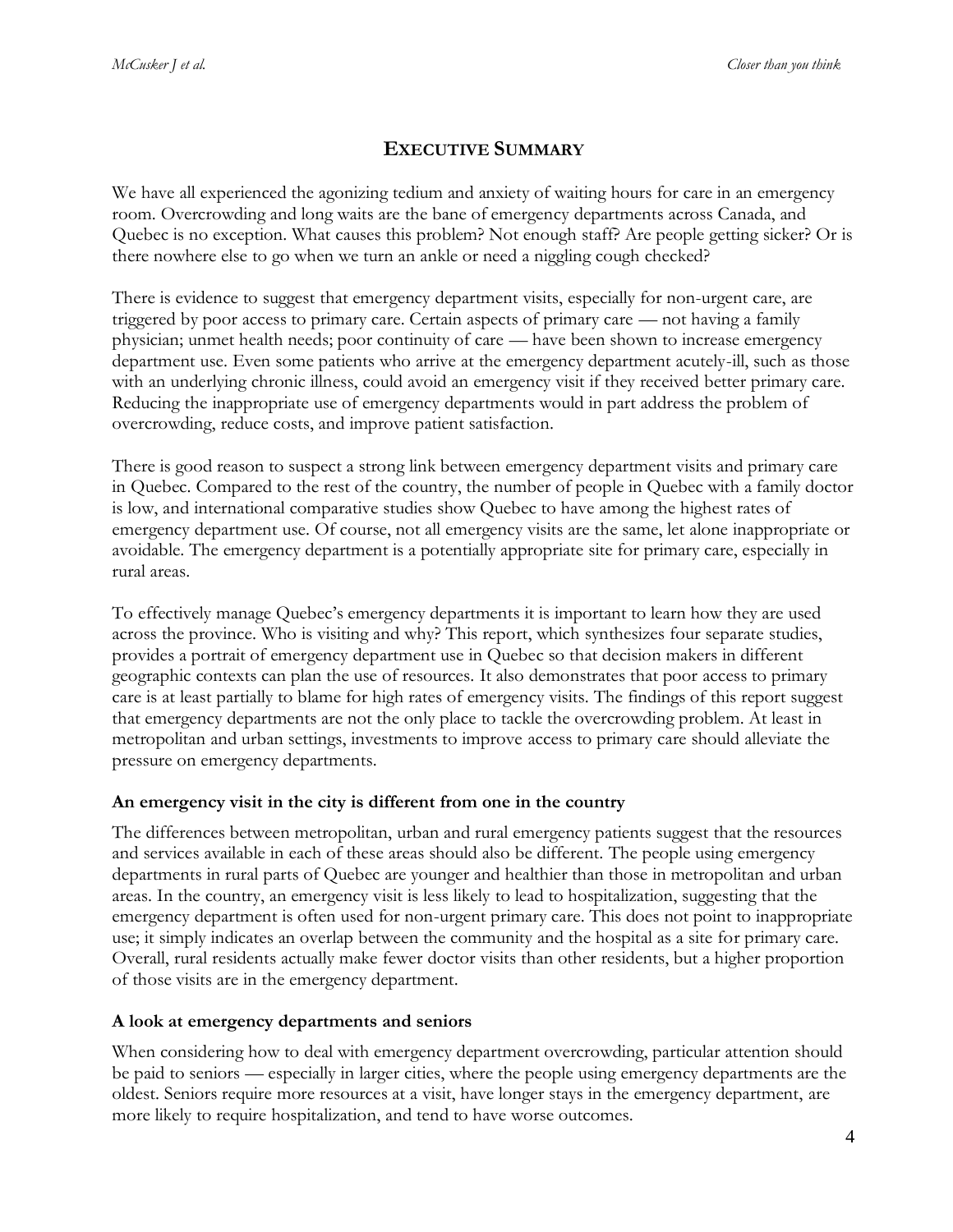## Executive Summary

We have all experienced the agonizing tedium and anxiety of waiting hours for care in an emergency room. Overcrowding and long waits are the bane of emergency departments across Canada, and Quebec is no exception. What causes this problem? Not enough staff? Are people getting sicker? Or is there nowhere else to go when we turn an ankle or need a niggling cough checked?

There is evidence to suggest that emergency department visits, especially for non-urgent care, are triggered by poor access to primary care. Certain aspects of primary care — not having a family physician; unmet health needs; poor continuity of care — have been shown to increase emergency department use. Even some patients who arrive at the emergency department acutely-ill, such as those with an underlying chronic illness, could avoid an emergency visit if they received better primary care. Reducing the inappropriate use of emergency departments would in part address the problem of overcrowding, reduce costs, and improve patient satisfaction.

There is good reason to suspect a strong link between emergency department visits and primary care in Quebec. Compared to the rest of the country, the number of people in Quebec with a family doctor is low, and international comparative studies show Quebec to have among the highest rates of emergency department use. Of course, not all emergency visits are the same, let alone inappropriate or avoidable. The emergency department is a potentially appropriate site for primary care, especially in rural areas.

To effectively manage Quebec's emergency departments it is important to learn how they are used across the province. Who is visiting and why? This report, which synthesizes four separate studies, provides a portrait of emergency department use in Quebec so that decision makers in different geographic contexts can plan the use of resources. It also demonstrates that poor access to primary care is at least partially to blame for high rates of emergency visits. The findings of this report suggest that emergency departments are not the only place to tackle the overcrowding problem. At least in metropolitan and urban settings, investments to improve access to primary care should alleviate the pressure on emergency departments.

### An emergency visit in the city is different from one in the country

The differences between metropolitan, urban and rural emergency patients suggest that the resources and services available in each of these areas should also be different. The people using emergency departments in rural parts of Quebec are younger and healthier than those in metropolitan and urban areas. In the country, an emergency visit is less likely to lead to hospitalization, suggesting that the emergency department is often used for non-urgent primary care. This does not point to inappropriate use; it simply indicates an overlap between the community and the hospital as a site for primary care. Overall, rural residents actually make fewer doctor visits than other residents, but a higher proportion of those visits are in the emergency department.

### A look at emergency departments and seniors

When considering how to deal with emergency department overcrowding, particular attention should be paid to seniors — especially in larger cities, where the people using emergency departments are the oldest. Seniors require more resources at a visit, have longer stays in the emergency department, are more likely to require hospitalization, and tend to have worse outcomes.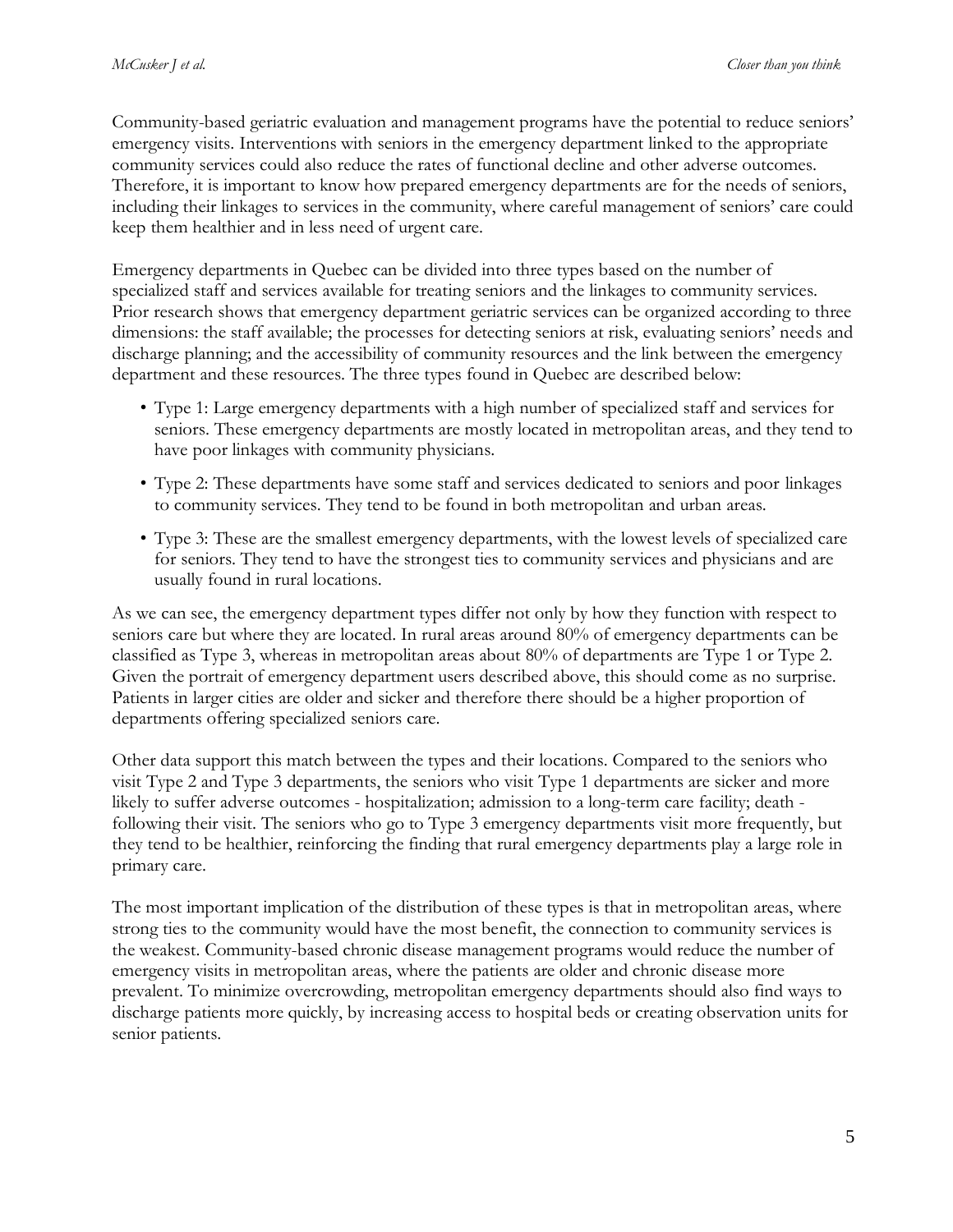Community-based geriatric evaluation and management programs have the potential to reduce seniors' emergency visits. Interventions with seniors in the emergency department linked to the appropriate community services could also reduce the rates of functional decline and other adverse outcomes. Therefore, it is important to know how prepared emergency departments are for the needs of seniors, including their linkages to services in the community, where careful management of seniors' care could keep them healthier and in less need of urgent care.

Emergency departments in Quebec can be divided into three types based on the number of specialized staff and services available for treating seniors and the linkages to community services. Prior research shows that emergency department geriatric services can be organized according to three dimensions: the staff available; the processes for detecting seniors at risk, evaluating seniors' needs and discharge planning; and the accessibility of community resources and the link between the emergency department and these resources. The three types found in Quebec are described below:

- Type 1: Large emergency departments with a high number of specialized staff and services for seniors. These emergency departments are mostly located in metropolitan areas, and they tend to have poor linkages with community physicians.
- Type 2: These departments have some staff and services dedicated to seniors and poor linkages to community services. They tend to be found in both metropolitan and urban areas.
- Type 3: These are the smallest emergency departments, with the lowest levels of specialized care for seniors. They tend to have the strongest ties to community services and physicians and are usually found in rural locations.

As we can see, the emergency department types differ not only by how they function with respect to seniors care but where they are located. In rural areas around 80% of emergency departments can be classified as Type 3, whereas in metropolitan areas about 80% of departments are Type 1 or Type 2. Given the portrait of emergency department users described above, this should come as no surprise. Patients in larger cities are older and sicker and therefore there should be a higher proportion of departments offering specialized seniors care.

Other data support this match between the types and their locations. Compared to the seniors who visit Type 2 and Type 3 departments, the seniors who visit Type 1 departments are sicker and more likely to suffer adverse outcomes - hospitalization; admission to a long-term care facility; death - following their visit. The seniors who go to Type 3 emergency departments visit more frequently, but they tend to be healthier, reinforcing the finding that rural emergency departments play a large role in primary care.

The most important implication of the distribution of these types is that in metropolitan areas, where strong ties to the community would have the most benefit, the connection to community services is the weakest. Community-based chronic disease management programs would reduce the number of emergency visits in metropolitan areas, where the patients are older and chronic disease more prevalent. To minimize overcrowding, metropolitan emergency departments should also find ways to discharge patients more quickly, by increasing access to hospital beds or creating observation units for senior patients.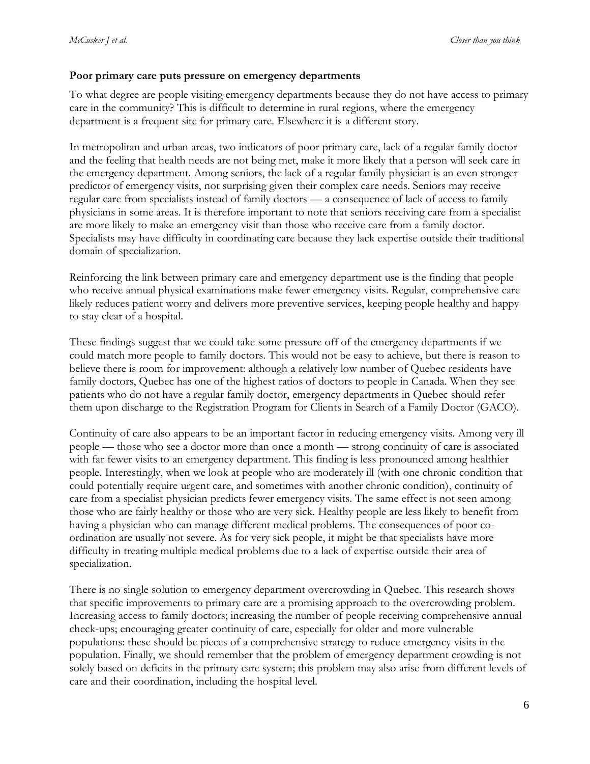**Poor primary care puts pressure on emergency departments**

To what degree are people visiting emergency departments because they do not have access to primary care in the community? This is difficult to determine in rural regions, where the emergency department is a frequent site for primary care. Elsewhere it is a different story.

In metropolitan and urban areas, two indicators of poor primary care, lack of a regular family doctor and the feeling that health needs are not being met, make it more likely that a person will seek care in the emergency department. Among seniors, the lack of a regular family physician is an even stronger predictor of emergency visits, not surprising given their complex care needs. Seniors may receive regular care from specialists instead of family doctors — a consequence of lack of access to family physicians in some areas. It is therefore important to note that seniors receiving care from a specialist are more likely to make an emergency visit than those who receive care from a family doctor. Specialists may have difficulty in coordinating care because they lack expertise outside their traditional domain of specialization.

Reinforcing the link between primary care and emergency department use is the finding that people who receive annual physical examinations make fewer emergency visits. Regular, comprehensive care likely reduces patient worry and delivers more preventive services, keeping people healthy and happy to stay clear of a hospital.

These findings suggest that we could take some pressure off of the emergency departments if we could match more people to family doctors. This would not be easy to achieve, but there is reason to believe there is room for improvement: although a relatively low number of Quebec residents have family doctors, Quebec has one of the highest ratios of doctors to people in Canada. When they see patients who do not have a regular family doctor, emergency departments in Quebec should refer them upon discharge to the Registration Program for Clients in Search of a Family Doctor (GACO).

Continuity of care also appears to be an important factor in reducing emergency visits. Among very ill people — those who see a doctor more than once a month — strong continuity of care is associated with far fewer visits to an emergency department. This finding is less pronounced among healthier people. Interestingly, when we look at people who are moderately ill (with one chronic condition that could potentially require urgent care, and sometimes with another chronic condition), continuity of care from a specialist physician predicts fewer emergency visits. The same effect is not seen among those who are fairly healthy or those who are very sick. Healthy people are less likely to benefit from having a physician who can manage different medical problems. The consequences of poor co-ordination are usually not severe. As for very sick people, it might be that specialists have more difficulty in treating multiple medical problems due to a lack of expertise outside their area of specialization.

There is no single solution to emergency department overcrowding in Quebec. This research shows that specific improvements to primary care are a promising approach to the overcrowding problem. Increasing access to family doctors; increasing the number of people receiving comprehensive annual check-ups; encouraging greater continuity of care, especially for older and more vulnerable populations: these should be pieces of a comprehensive strategy to reduce emergency visits in the population. Finally, we should remember that the problem of emergency department crowding is not solely based on deficits in the primary care system; this problem may also arise from different levels of care and their coordination, including the hospital level.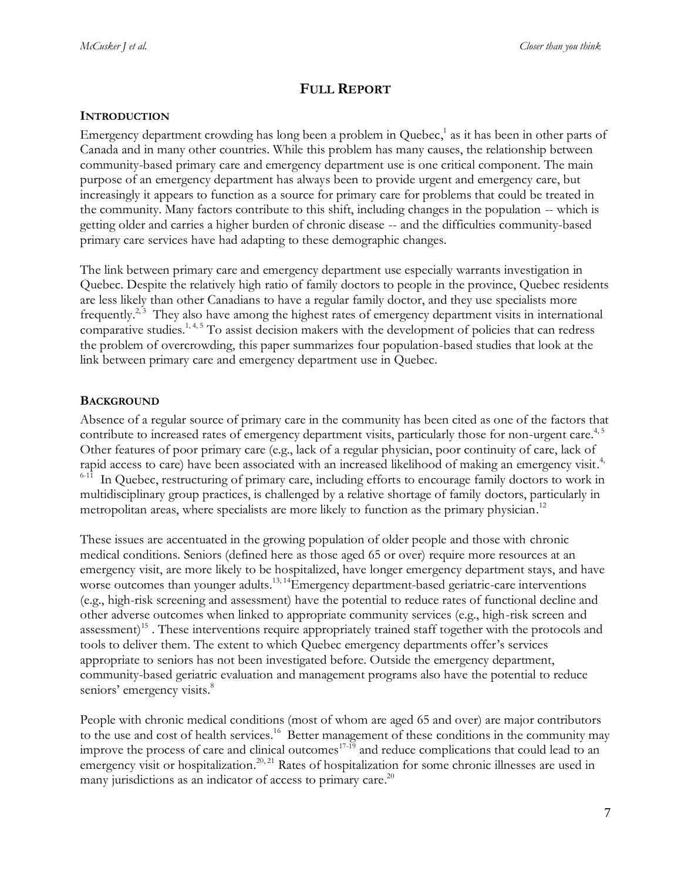# FULL REPORT

## INTRODUCTION

Emergency department crowding has long been a problem in Quebec,[1] as it has been in other parts of Canada and in many other countries. While this problem has many causes, the relationship between community-based primary care and emergency department use is one critical component. The main purpose of an emergency department has always been to provide urgent and emergency care, but increasingly it appears to function as a source for primary care for problems that could be treated in the community. Many factors contribute to this shift, including changes in the population -- which is getting older and carries a higher burden of chronic disease -- and the difficulties community-based primary care services have had adapting to these demographic changes.

The link between primary care and emergency department use especially warrants investigation in Quebec. Despite the relatively high ratio of family doctors to people in the province, Quebec residents are less likely than other Canadians to have a regular family doctor, and they use specialists more frequently.[2, 3] They also have among the highest rates of emergency department visits in international comparative studies.[1, 4, 5] To assist decision makers with the development of policies that can redress the problem of overcrowding, this paper summarizes four population-based studies that look at the link between primary care and emergency department use in Quebec.

## BACKGROUND

Absence of a regular source of primary care in the community has been cited as one of the factors that contribute to increased rates of emergency department visits, particularly those for non-urgent care.[4, 5] Other features of poor primary care (e.g., lack of a regular physician, poor continuity of care, lack of rapid access to care) have been associated with an increased likelihood of making an emergency visit.[4, 6-11] In Quebec, restructuring of primary care, including efforts to encourage family doctors to work in multidisciplinary group practices, is challenged by a relative shortage of family doctors, particularly in metropolitan areas, where specialists are more likely to function as the primary physician.[12]

These issues are accentuated in the growing population of older people and those with chronic medical conditions. Seniors (defined here as those aged 65 or over) require more resources at an emergency visit, are more likely to be hospitalized, have longer emergency department stays, and have worse outcomes than younger adults.[13, 14] Emergency department-based geriatric-care interventions (e.g., high-risk screening and assessment) have the potential to reduce rates of functional decline and other adverse outcomes when linked to appropriate community services (e.g., high-risk screen and assessment)[15] . These interventions require appropriately trained staff together with the protocols and tools to deliver them. The extent to which Quebec emergency departments offer's services appropriate to seniors has not been investigated before. Outside the emergency department, community-based geriatric evaluation and management programs also have the potential to reduce seniors' emergency visits.[8]

People with chronic medical conditions (most of whom are aged 65 and over) are major contributors to the use and cost of health services.[16] Better management of these conditions in the community may improve the process of care and clinical outcomes[17-19] and reduce complications that could lead to an emergency visit or hospitalization.[20, 21] Rates of hospitalization for some chronic illnesses are used in many jurisdictions as an indicator of access to primary care.[20]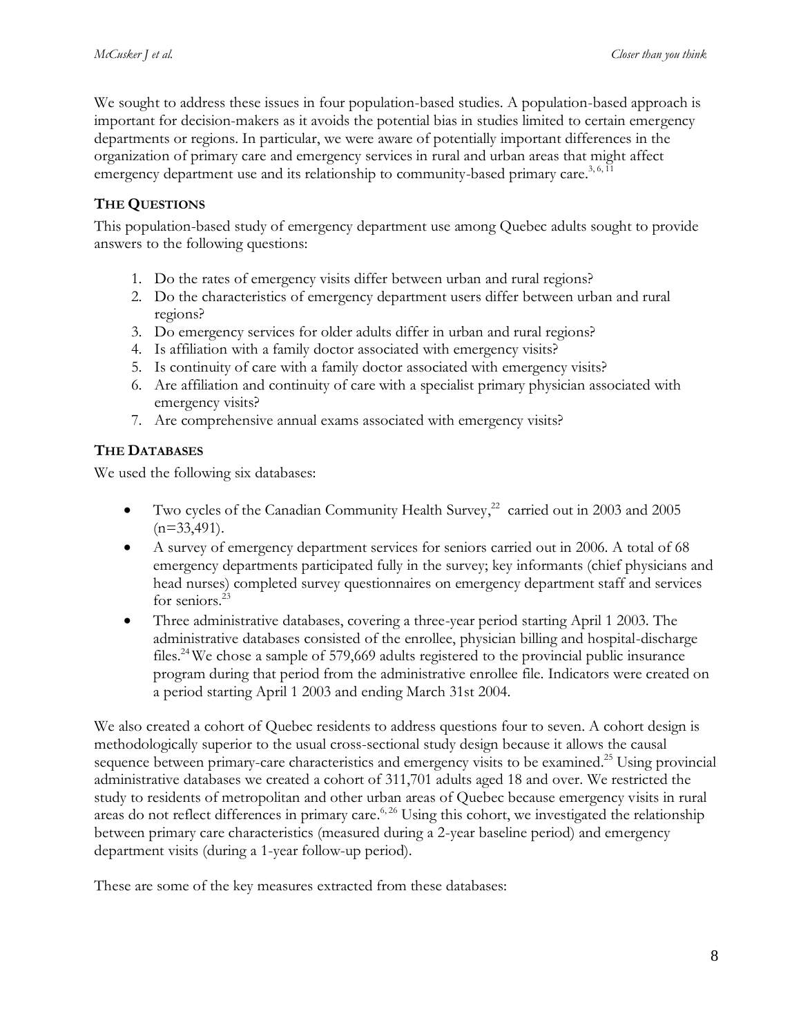We sought to address these issues in four population-based studies. A population-based approach is important for decision-makers as it avoids the potential bias in studies limited to certain emergency departments or regions. In particular, we were aware of potentially important differences in the organization of primary care and emergency services in rural and urban areas that might affect emergency department use and its relationship to community-based primary care.[3, 6, 11]

## THE QUESTIONS

This population-based study of emergency department use among Quebec adults sought to provide answers to the following questions:

1. Do the rates of emergency visits differ between urban and rural regions?
2. Do the characteristics of emergency department users differ between urban and rural regions?
3. Do emergency services for older adults differ in urban and rural regions?
4. Is affiliation with a family doctor associated with emergency visits?
5. Is continuity of care with a family doctor associated with emergency visits?
6. Are affiliation and continuity of care with a specialist primary physician associated with emergency visits?
7. Are comprehensive annual exams associated with emergency visits?

## THE DATABASES

We used the following six databases:

- Two cycles of the Canadian Community Health Survey,[22] carried out in 2003 and 2005 (n=33,491).
- A survey of emergency department services for seniors carried out in 2006. A total of 68 emergency departments participated fully in the survey; key informants (chief physicians and head nurses) completed survey questionnaires on emergency department staff and services for seniors.[23]
- Three administrative databases, covering a three-year period starting April 1 2003. The administrative databases consisted of the enrollee, physician billing and hospital-discharge files.[24] We chose a sample of 579,669 adults registered to the provincial public insurance program during that period from the administrative enrollee file. Indicators were created on a period starting April 1 2003 and ending March 31st 2004.

We also created a cohort of Quebec residents to address questions four to seven. A cohort design is methodologically superior to the usual cross-sectional study design because it allows the causal sequence between primary-care characteristics and emergency visits to be examined.[25] Using provincial administrative databases we created a cohort of 311,701 adults aged 18 and over. We restricted the study to residents of metropolitan and other urban areas of Quebec because emergency visits in rural areas do not reflect differences in primary care.[6, 26] Using this cohort, we investigated the relationship between primary care characteristics (measured during a 2-year baseline period) and emergency department visits (during a 1-year follow-up period).

These are some of the key measures extracted from these databases: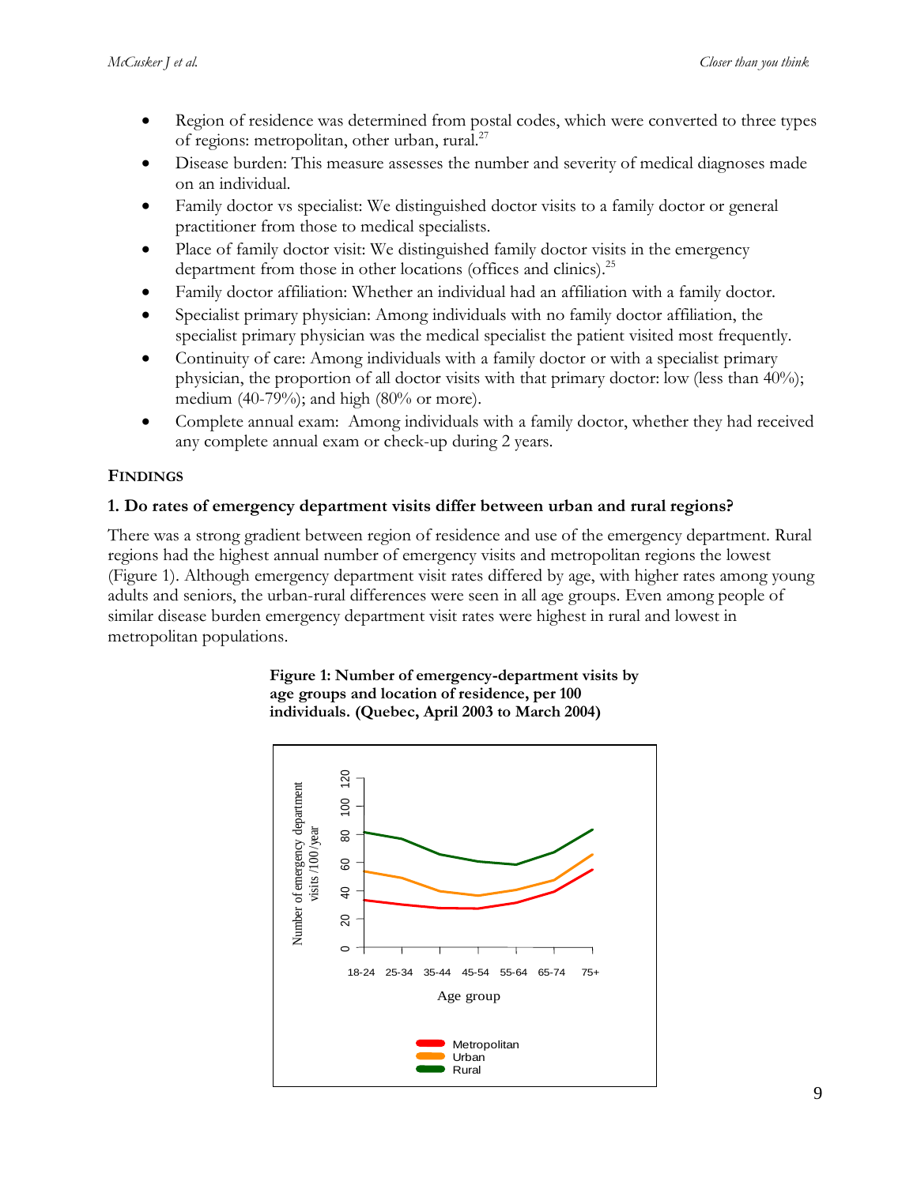- Region of residence was determined from postal codes, which were converted to three types of regions: metropolitan, other urban, rural.[27]
- Disease burden: This measure assesses the number and severity of medical diagnoses made on an individual.
- Family doctor vs specialist: We distinguished doctor visits to a family doctor or general practitioner from those to medical specialists.
- Place of family doctor visit: We distinguished family doctor visits in the emergency department from those in other locations (offices and clinics).[25]
- Family doctor affiliation: Whether an individual had an affiliation with a family doctor.
- Specialist primary physician: Among individuals with no family doctor affiliation, the specialist primary physician was the medical specialist the patient visited most frequently.
- Continuity of care: Among individuals with a family doctor or with a specialist primary physician, the proportion of all doctor visits with that primary doctor: low (less than 40%); medium (40-79%); and high (80% or more).
- Complete annual exam: Among individuals with a family doctor, whether they had received any complete annual exam or check-up during 2 years.

## FINDINGS

### 1. Do rates of emergency department visits differ between urban and rural regions?

There was a strong gradient between region of residence and use of the emergency department. Rural regions had the highest annual number of emergency visits and metropolitan regions the lowest (Figure 1). Although emergency department visit rates differed by age, with higher rates among young adults and seniors, the urban-rural differences were seen in all age groups. Even among people of similar disease burden emergency department visit rates were highest in rural and lowest in metropolitan populations.

**Figure 1: Number of emergency-department visits by age groups and location of residence, per 100 individuals. (Quebec, April 2003 to March 2004)**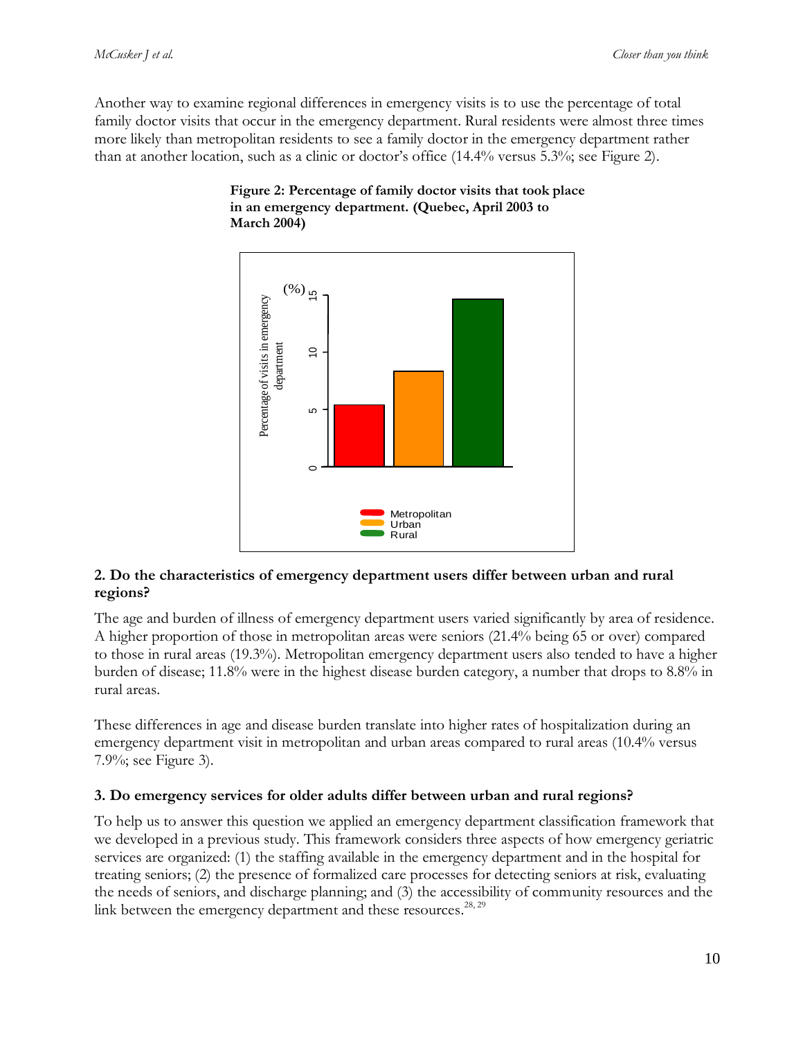Another way to examine regional differences in emergency visits is to use the percentage of total family doctor visits that occur in the emergency department. Rural residents were almost three times more likely than metropolitan residents to see a family doctor in the emergency department rather than at another location, such as a clinic or doctor's office (14.4% versus 5.3%; see Figure 2).

**Figure 2: Percentage of family doctor visits that took place in an emergency department. (Quebec, April 2003 to March 2004)**

### 2. Do the characteristics of emergency department users differ between urban and rural regions?

The age and burden of illness of emergency department users varied significantly by area of residence. A higher proportion of those in metropolitan areas were seniors (21.4% being 65 or over) compared to those in rural areas (19.3%). Metropolitan emergency department users also tended to have a higher burden of disease; 11.8% were in the highest disease burden category, a number that drops to 8.8% in rural areas.

These differences in age and disease burden translate into higher rates of hospitalization during an emergency department visit in metropolitan and urban areas compared to rural areas (10.4% versus 7.9%; see Figure 3).

### 3. Do emergency services for older adults differ between urban and rural regions?

To help us to answer this question we applied an emergency department classification framework that we developed in a previous study. This framework considers three aspects of how emergency geriatric services are organized: (1) the staffing available in the emergency department and in the hospital for treating seniors; (2) the presence of formalized care processes for detecting seniors at risk, evaluating the needs of seniors, and discharge planning; and (3) the accessibility of community resources and the link between the emergency department and these resources.[28, 29]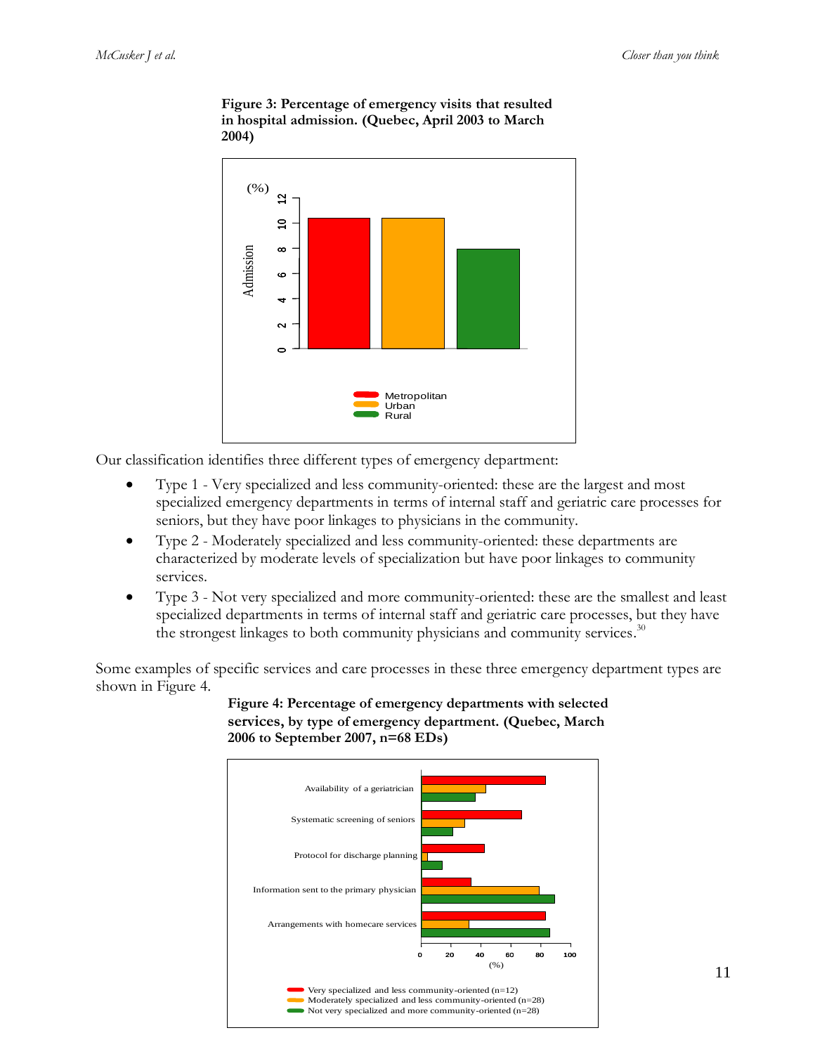**Figure 3: Percentage of emergency visits that resulted in hospital admission. (Quebec, April 2003 to March 2004)**

Our classification identifies three different types of emergency department:

- Type 1 - Very specialized and less community-oriented: these are the largest and most specialized emergency departments in terms of internal staff and geriatric care processes for seniors, but they have poor linkages to physicians in the community.
- Type 2 - Moderately specialized and less community-oriented: these departments are characterized by moderate levels of specialization but have poor linkages to community services.
- Type 3 - Not very specialized and more community-oriented: these are the smallest and least specialized departments in terms of internal staff and geriatric care processes, but they have the strongest linkages to both community physicians and community services.[30]

Some examples of specific services and care processes in these three emergency department types are shown in Figure 4.

**Figure 4: Percentage of emergency departments with selected services, by type of emergency department. (Quebec, March 2006 to September 2007, n=68 EDs)**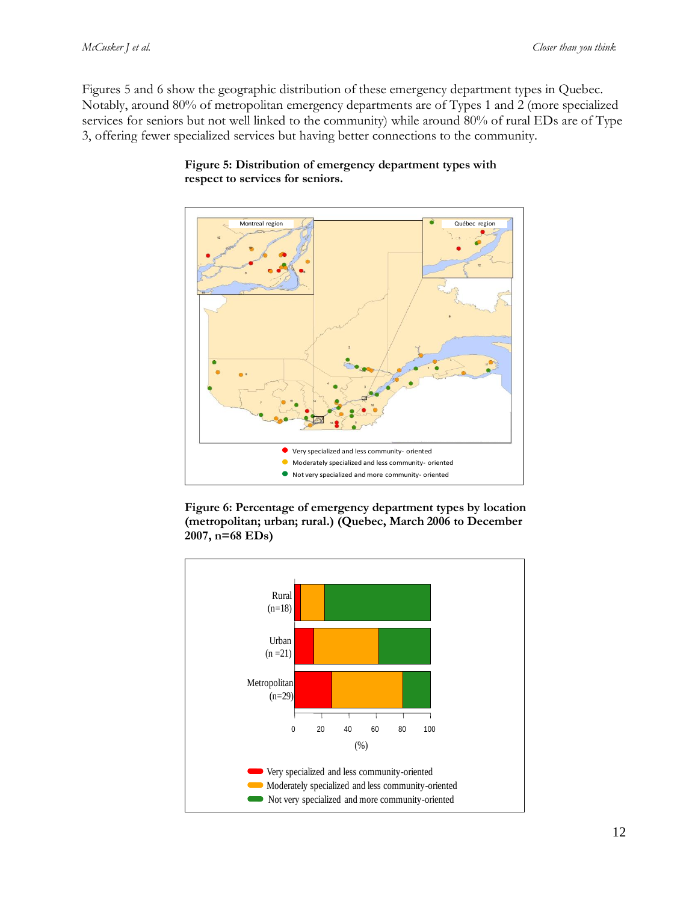Figures 5 and 6 show the geographic distribution of these emergency department types in Quebec. Notably, around 80% of metropolitan emergency departments are of Types 1 and 2 (more specialized services for seniors but not well linked to the community) while around 80% of rural EDs are of Type 3, offering fewer specialized services but having better connections to the community.

**Figure 5: Distribution of emergency department types with respect to services for seniors.**

**Figure 6: Percentage of emergency department types by location (metropolitan; urban; rural.) (Quebec, March 2006 to December 2007, n=68 EDs)**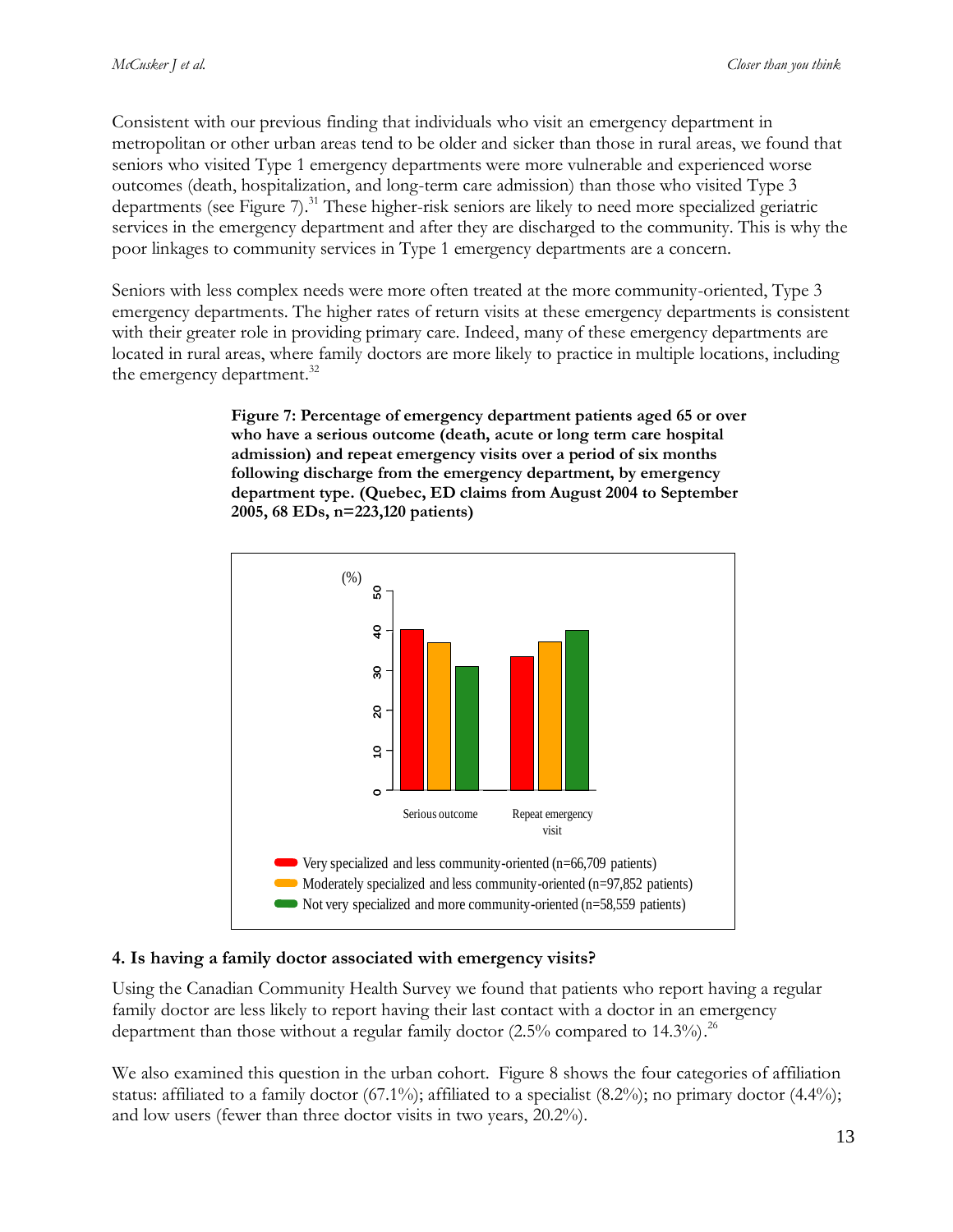Consistent with our previous finding that individuals who visit an emergency department in metropolitan or other urban areas tend to be older and sicker than those in rural areas, we found that seniors who visited Type 1 emergency departments were more vulnerable and experienced worse outcomes (death, hospitalization, and long-term care admission) than those who visited Type 3 departments (see Figure 7).[31] These higher-risk seniors are likely to need more specialized geriatric services in the emergency department and after they are discharged to the community. This is why the poor linkages to community services in Type 1 emergency departments are a concern.

Seniors with less complex needs were more often treated at the more community-oriented, Type 3 emergency departments. The higher rates of return visits at these emergency departments is consistent with their greater role in providing primary care. Indeed, many of these emergency departments are located in rural areas, where family doctors are more likely to practice in multiple locations, including the emergency department.[32]

**Figure 7: Percentage of emergency department patients aged 65 or over who have a serious outcome (death, acute or long term care hospital admission) and repeat emergency visits over a period of six months following discharge from the emergency department, by emergency department type. (Quebec, ED claims from August 2004 to September 2005, 68 EDs, n=223,120 patients)**

(%)

Serious outcome | Repeat emergency visit

- Very specialized and less community-oriented (n=66,709 patients)
- Moderately specialized and less community-oriented (n=97,852 patients)
- Not very specialized and more community-oriented (n=58,559 patients)

## 4. Is having a family doctor associated with emergency visits?

Using the Canadian Community Health Survey we found that patients who report having a regular family doctor are less likely to report having their last contact with a doctor in an emergency department than those without a regular family doctor (2.5% compared to 14.3%).[26]

We also examined this question in the urban cohort. Figure 8 shows the four categories of affiliation status: affiliated to a family doctor (67.1%); affiliated to a specialist (8.2%); no primary doctor (4.4%); and low users (fewer than three doctor visits in two years, 20.2%).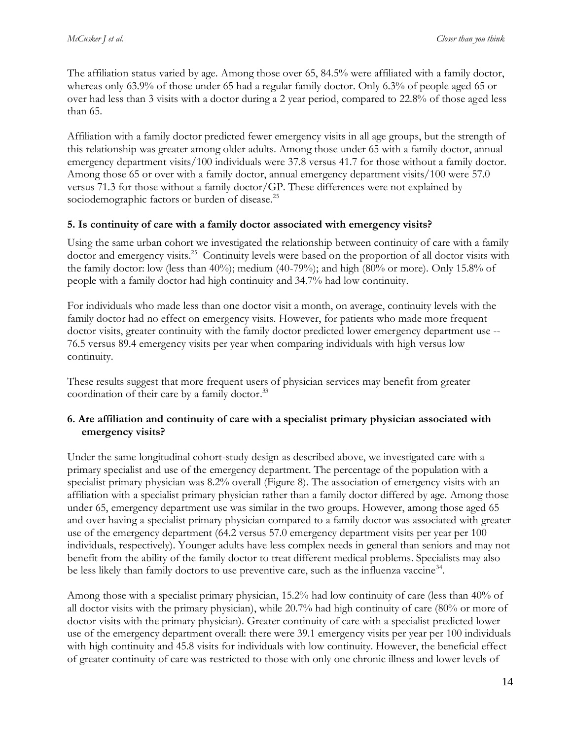The affiliation status varied by age. Among those over 65, 84.5% were affiliated with a family doctor, whereas only 63.9% of those under 65 had a regular family doctor. Only 6.3% of people aged 65 or over had less than 3 visits with a doctor during a 2 year period, compared to 22.8% of those aged less than 65.

Affiliation with a family doctor predicted fewer emergency visits in all age groups, but the strength of this relationship was greater among older adults. Among those under 65 with a family doctor, annual emergency department visits/100 individuals were 37.8 versus 41.7 for those without a family doctor. Among those 65 or over with a family doctor, annual emergency department visits/100 were 57.0 versus 71.3 for those without a family doctor/GP. These differences were not explained by sociodemographic factors or burden of disease.[25]

### 5. Is continuity of care with a family doctor associated with emergency visits?

Using the same urban cohort we investigated the relationship between continuity of care with a family doctor and emergency visits.[25] Continuity levels were based on the proportion of all doctor visits with the family doctor: low (less than 40%); medium (40-79%); and high (80% or more). Only 15.8% of people with a family doctor had high continuity and 34.7% had low continuity.

For individuals who made less than one doctor visit a month, on average, continuity levels with the family doctor had no effect on emergency visits. However, for patients who made more frequent doctor visits, greater continuity with the family doctor predicted lower emergency department use -- 76.5 versus 89.4 emergency visits per year when comparing individuals with high versus low continuity.

These results suggest that more frequent users of physician services may benefit from greater coordination of their care by a family doctor.[33]

### 6. Are affiliation and continuity of care with a specialist primary physician associated with emergency visits?

Under the same longitudinal cohort-study design as described above, we investigated care with a primary specialist and use of the emergency department. The percentage of the population with a specialist primary physician was 8.2% overall (Figure 8). The association of emergency visits with an affiliation with a specialist primary physician rather than a family doctor differed by age. Among those under 65, emergency department use was similar in the two groups. However, among those aged 65 and over having a specialist primary physician compared to a family doctor was associated with greater use of the emergency department (64.2 versus 57.0 emergency department visits per year per 100 individuals, respectively). Younger adults have less complex needs in general than seniors and may not benefit from the ability of the family doctor to treat different medical problems. Specialists may also be less likely than family doctors to use preventive care, such as the influenza vaccine[34].

Among those with a specialist primary physician, 15.2% had low continuity of care (less than 40% of all doctor visits with the primary physician), while 20.7% had high continuity of care (80% or more of doctor visits with the primary physician). Greater continuity of care with a specialist predicted lower use of the emergency department overall: there were 39.1 emergency visits per year per 100 individuals with high continuity and 45.8 visits for individuals with low continuity. However, the beneficial effect of greater continuity of care was restricted to those with only one chronic illness and lower levels of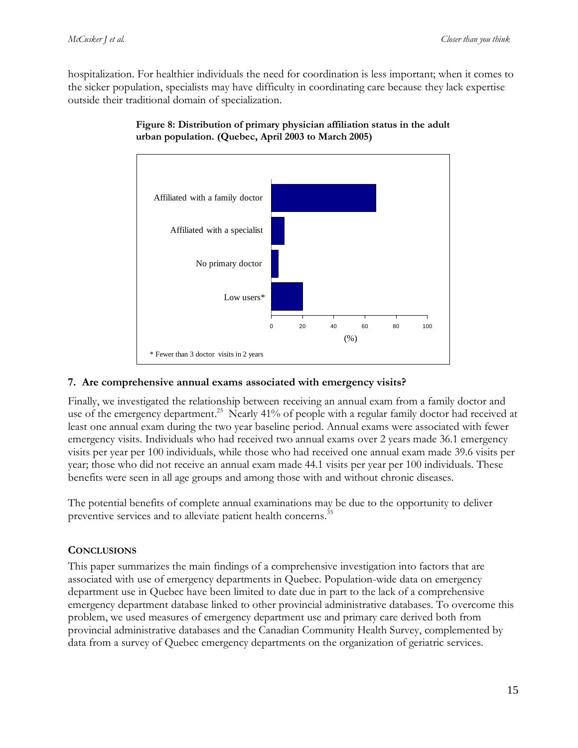hospitalization. For healthier individuals the need for coordination is less important; when it comes to the sicker population, specialists may have difficulty in coordinating care because they lack expertise outside their traditional domain of specialization.

**Figure 8: Distribution of primary physician affiliation status in the adult urban population. (Quebec, April 2003 to March 2005)**

\* Fewer than 3 doctor visits in 2 years

### 7. Are comprehensive annual exams associated with emergency visits?

Finally, we investigated the relationship between receiving an annual exam from a family doctor and use of the emergency department.[25] Nearly 41% of people with a regular family doctor had received at least one annual exam during the two year baseline period. Annual exams were associated with fewer emergency visits. Individuals who had received two annual exams over 2 years made 36.1 emergency visits per year per 100 individuals, while those who had received one annual exam made 39.6 visits per year; those who did not receive an annual exam made 44.1 visits per year per 100 individuals. These benefits were seen in all age groups and among those with and without chronic diseases.

The potential benefits of complete annual examinations may be due to the opportunity to deliver preventive services and to alleviate patient health concerns.[35]

## CONCLUSIONS

This paper summarizes the main findings of a comprehensive investigation into factors that are associated with use of emergency departments in Quebec. Population-wide data on emergency department use in Quebec have been limited to date due in part to the lack of a comprehensive emergency department database linked to other provincial administrative databases. To overcome this problem, we used measures of emergency department use and primary care derived both from provincial administrative databases and the Canadian Community Health Survey, complemented by data from a survey of Quebec emergency departments on the organization of geriatric services.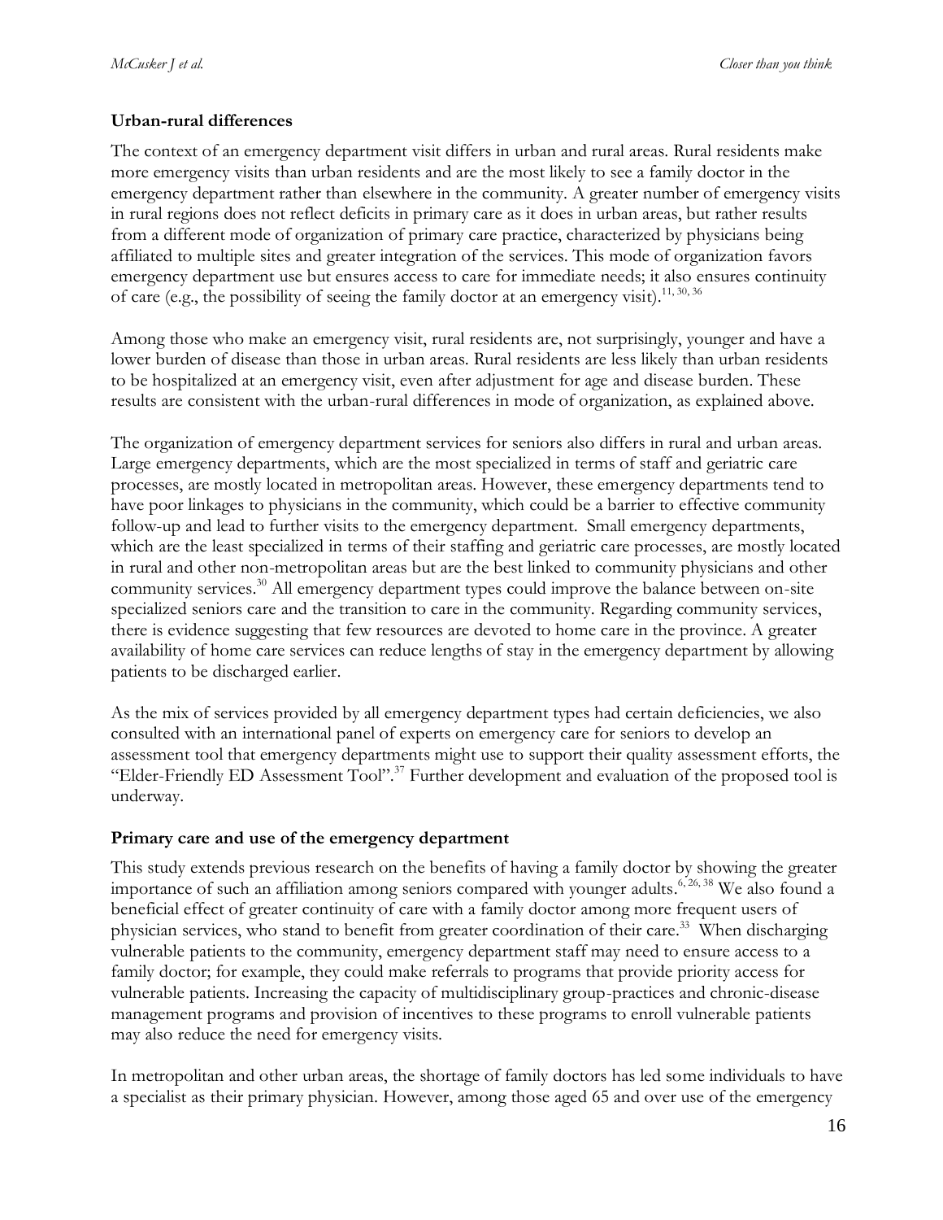**Urban-rural differences**

The context of an emergency department visit differs in urban and rural areas. Rural residents make more emergency visits than urban residents and are the most likely to see a family doctor in the emergency department rather than elsewhere in the community. A greater number of emergency visits in rural regions does not reflect deficits in primary care as it does in urban areas, but rather results from a different mode of organization of primary care practice, characterized by physicians being affiliated to multiple sites and greater integration of the services. This mode of organization favors emergency department use but ensures access to care for immediate needs; it also ensures continuity of care (e.g., the possibility of seeing the family doctor at an emergency visit).[11, 30, 36]

Among those who make an emergency visit, rural residents are, not surprisingly, younger and have a lower burden of disease than those in urban areas. Rural residents are less likely than urban residents to be hospitalized at an emergency visit, even after adjustment for age and disease burden. These results are consistent with the urban-rural differences in mode of organization, as explained above.

The organization of emergency department services for seniors also differs in rural and urban areas. Large emergency departments, which are the most specialized in terms of staff and geriatric care processes, are mostly located in metropolitan areas. However, these emergency departments tend to have poor linkages to physicians in the community, which could be a barrier to effective community follow-up and lead to further visits to the emergency department. Small emergency departments, which are the least specialized in terms of their staffing and geriatric care processes, are mostly located in rural and other non-metropolitan areas but are the best linked to community physicians and other community services.[30] All emergency department types could improve the balance between on-site specialized seniors care and the transition to care in the community. Regarding community services, there is evidence suggesting that few resources are devoted to home care in the province. A greater availability of home care services can reduce lengths of stay in the emergency department by allowing patients to be discharged earlier.

As the mix of services provided by all emergency department types had certain deficiencies, we also consulted with an international panel of experts on emergency care for seniors to develop an assessment tool that emergency departments might use to support their quality assessment efforts, the "Elder-Friendly ED Assessment Tool".[37] Further development and evaluation of the proposed tool is underway.

**Primary care and use of the emergency department**

This study extends previous research on the benefits of having a family doctor by showing the greater importance of such an affiliation among seniors compared with younger adults.[6, 26, 38] We also found a beneficial effect of greater continuity of care with a family doctor among more frequent users of physician services, who stand to benefit from greater coordination of their care.[33] When discharging vulnerable patients to the community, emergency department staff may need to ensure access to a family doctor; for example, they could make referrals to programs that provide priority access for vulnerable patients. Increasing the capacity of multidisciplinary group-practices and chronic-disease management programs and provision of incentives to these programs to enroll vulnerable patients may also reduce the need for emergency visits.

In metropolitan and other urban areas, the shortage of family doctors has led some individuals to have a specialist as their primary physician. However, among those aged 65 and over use of the emergency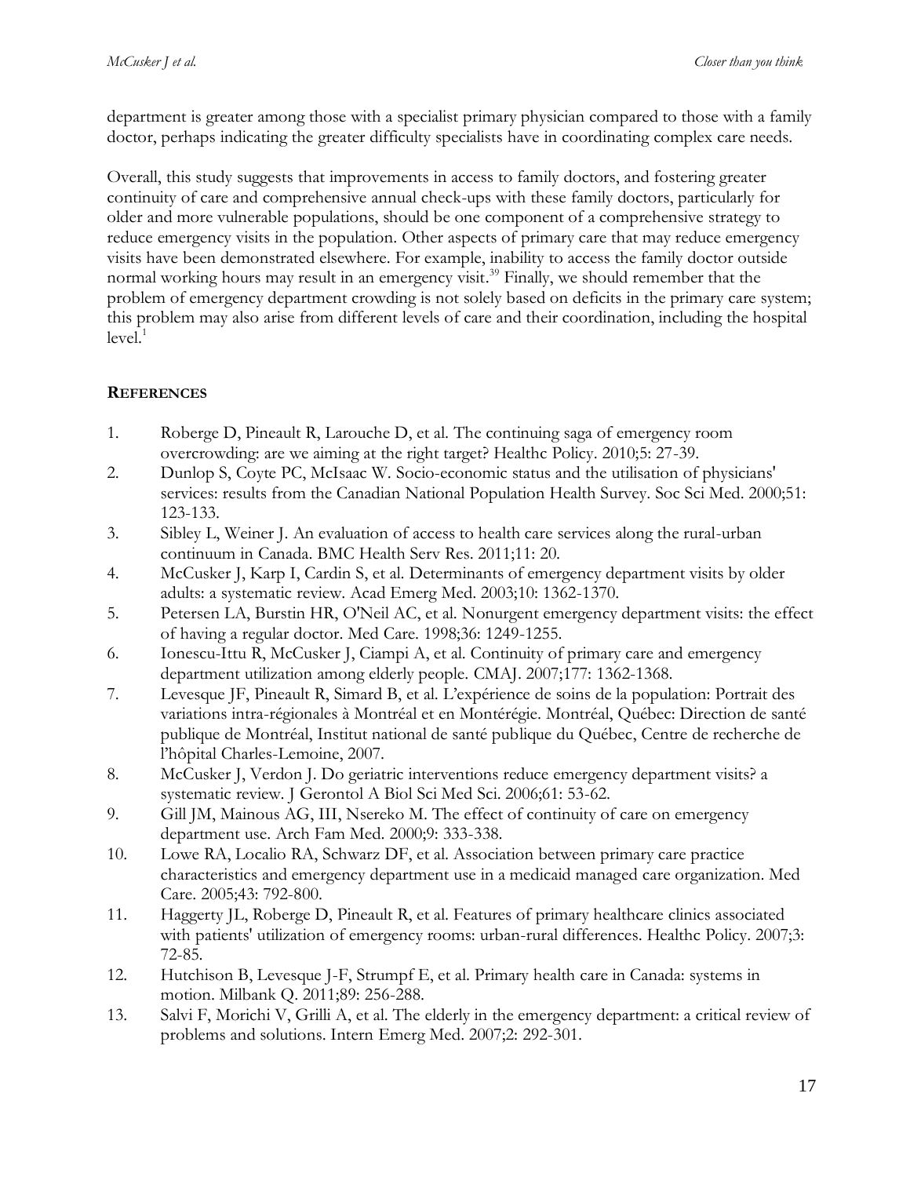department is greater among those with a specialist primary physician compared to those with a family doctor, perhaps indicating the greater difficulty specialists have in coordinating complex care needs.

Overall, this study suggests that improvements in access to family doctors, and fostering greater continuity of care and comprehensive annual check-ups with these family doctors, particularly for older and more vulnerable populations, should be one component of a comprehensive strategy to reduce emergency visits in the population. Other aspects of primary care that may reduce emergency visits have been demonstrated elsewhere. For example, inability to access the family doctor outside normal working hours may result in an emergency visit.[39] Finally, we should remember that the problem of emergency department crowding is not solely based on deficits in the primary care system; this problem may also arise from different levels of care and their coordination, including the hospital level.[1]

## REFERENCES

1. Roberge D, Pineault R, Larouche D, et al. The continuing saga of emergency room overcrowding: are we aiming at the right target? Healthc Policy. 2010;5: 27-39.
2. Dunlop S, Coyte PC, McIsaac W. Socio-economic status and the utilisation of physicians' services: results from the Canadian National Population Health Survey. Soc Sci Med. 2000;51: 123-133.
3. Sibley L, Weiner J. An evaluation of access to health care services along the rural-urban continuum in Canada. BMC Health Serv Res. 2011;11: 20.
4. McCusker J, Karp I, Cardin S, et al. Determinants of emergency department visits by older adults: a systematic review. Acad Emerg Med. 2003;10: 1362-1370.
5. Petersen LA, Burstin HR, O'Neil AC, et al. Nonurgent emergency department visits: the effect of having a regular doctor. Med Care. 1998;36: 1249-1255.
6. Ionescu-Ittu R, McCusker J, Ciampi A, et al. Continuity of primary care and emergency department utilization among elderly people. CMAJ. 2007;177: 1362-1368.
7. Levesque JF, Pineault R, Simard B, et al. L'expérience de soins de la population: Portrait des variations intra-régionales à Montréal et en Montérégie. Montréal, Québec: Direction de santé publique de Montréal, Institut national de santé publique du Québec, Centre de recherche de l'hôpital Charles-Lemoine, 2007.
8. McCusker J, Verdon J. Do geriatric interventions reduce emergency department visits? a systematic review. J Gerontol A Biol Sci Med Sci. 2006;61: 53-62.
9. Gill JM, Mainous AG, III, Nsereko M. The effect of continuity of care on emergency department use. Arch Fam Med. 2000;9: 333-338.
10. Lowe RA, Localio RA, Schwarz DF, et al. Association between primary care practice characteristics and emergency department use in a medicaid managed care organization. Med Care. 2005;43: 792-800.
11. Haggerty JL, Roberge D, Pineault R, et al. Features of primary healthcare clinics associated with patients' utilization of emergency rooms: urban-rural differences. Healthc Policy. 2007;3: 72-85.
12. Hutchison B, Levesque J-F, Strumpf E, et al. Primary health care in Canada: systems in motion. Milbank Q. 2011;89: 256-288.
13. Salvi F, Morichi V, Grilli A, et al. The elderly in the emergency department: a critical review of problems and solutions. Intern Emerg Med. 2007;2: 292-301.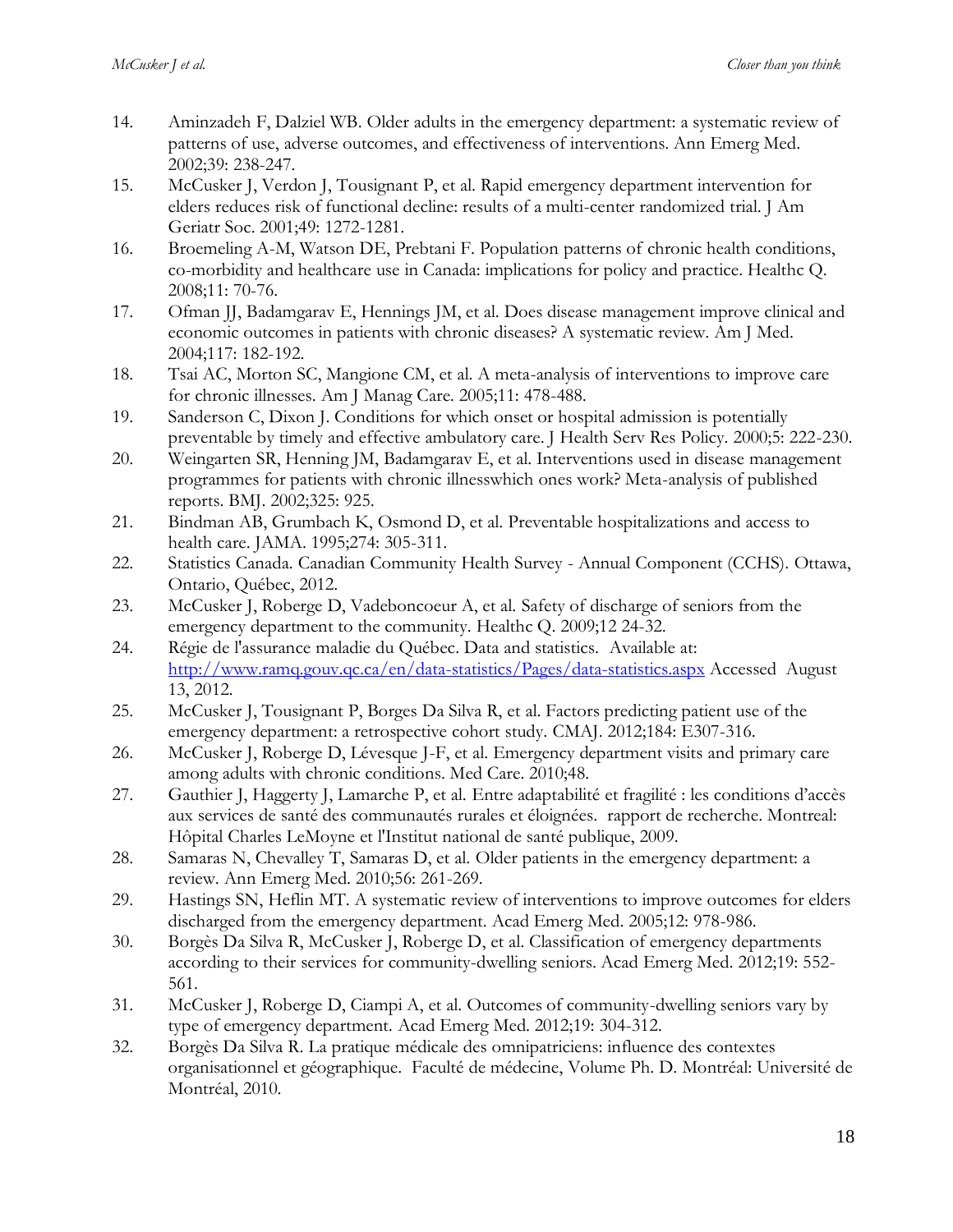14. Aminzadeh F, Dalziel WB. Older adults in the emergency department: a systematic review of patterns of use, adverse outcomes, and effectiveness of interventions. Ann Emerg Med. 2002;39: 238-247.
15. McCusker J, Verdon J, Tousignant P, et al. Rapid emergency department intervention for elders reduces risk of functional decline: results of a multi-center randomized trial. J Am Geriatr Soc. 2001;49: 1272-1281.
16. Broemeling A-M, Watson DE, Prebtani F. Population patterns of chronic health conditions, co-morbidity and healthcare use in Canada: implications for policy and practice. Healthc Q. 2008;11: 70-76.
17. Ofman JJ, Badamgarav E, Hennings JM, et al. Does disease management improve clinical and economic outcomes in patients with chronic diseases? A systematic review. Am J Med. 2004;117: 182-192.
18. Tsai AC, Morton SC, Mangione CM, et al. A meta-analysis of interventions to improve care for chronic illnesses. Am J Manag Care. 2005;11: 478-488.
19. Sanderson C, Dixon J. Conditions for which onset or hospital admission is potentially preventable by timely and effective ambulatory care. J Health Serv Res Policy. 2000;5: 222-230.
20. Weingarten SR, Henning JM, Badamgarav E, et al. Interventions used in disease management programmes for patients with chronic illnesswhich ones work? Meta-analysis of published reports. BMJ. 2002;325: 925.
21. Bindman AB, Grumbach K, Osmond D, et al. Preventable hospitalizations and access to health care. JAMA. 1995;274: 305-311.
22. Statistics Canada. Canadian Community Health Survey - Annual Component (CCHS). Ottawa, Ontario, Québec, 2012.
23. McCusker J, Roberge D, Vadeboncoeur A, et al. Safety of discharge of seniors from the emergency department to the community. Healthc Q. 2009;12 24-32.
24. Régie de l'assurance maladie du Québec. Data and statistics. Available at: http://www.ramq.gouv.qc.ca/en/data-statistics/Pages/data-statistics.aspx Accessed August 13, 2012.
25. McCusker J, Tousignant P, Borges Da Silva R, et al. Factors predicting patient use of the emergency department: a retrospective cohort study. CMAJ. 2012;184: E307-316.
26. McCusker J, Roberge D, Lévesque J-F, et al. Emergency department visits and primary care among adults with chronic conditions. Med Care. 2010;48.
27. Gauthier J, Haggerty J, Lamarche P, et al. Entre adaptabilité et fragilité : les conditions d'accès aux services de santé des communautés rurales et éloignées. rapport de recherche. Montreal: Hôpital Charles LeMoyne et l'Institut national de santé publique, 2009.
28. Samaras N, Chevalley T, Samaras D, et al. Older patients in the emergency department: a review. Ann Emerg Med. 2010;56: 261-269.
29. Hastings SN, Heflin MT. A systematic review of interventions to improve outcomes for elders discharged from the emergency department. Acad Emerg Med. 2005;12: 978-986.
30. Borgès Da Silva R, McCusker J, Roberge D, et al. Classification of emergency departments according to their services for community-dwelling seniors. Acad Emerg Med. 2012;19: 552-561.
31. McCusker J, Roberge D, Ciampi A, et al. Outcomes of community-dwelling seniors vary by type of emergency department. Acad Emerg Med. 2012;19: 304-312.
32. Borgès Da Silva R. La pratique médicale des omnipatriciens: influence des contextes organisationnel et géographique. Faculté de médecine, Volume Ph. D. Montréal: Université de Montréal, 2010.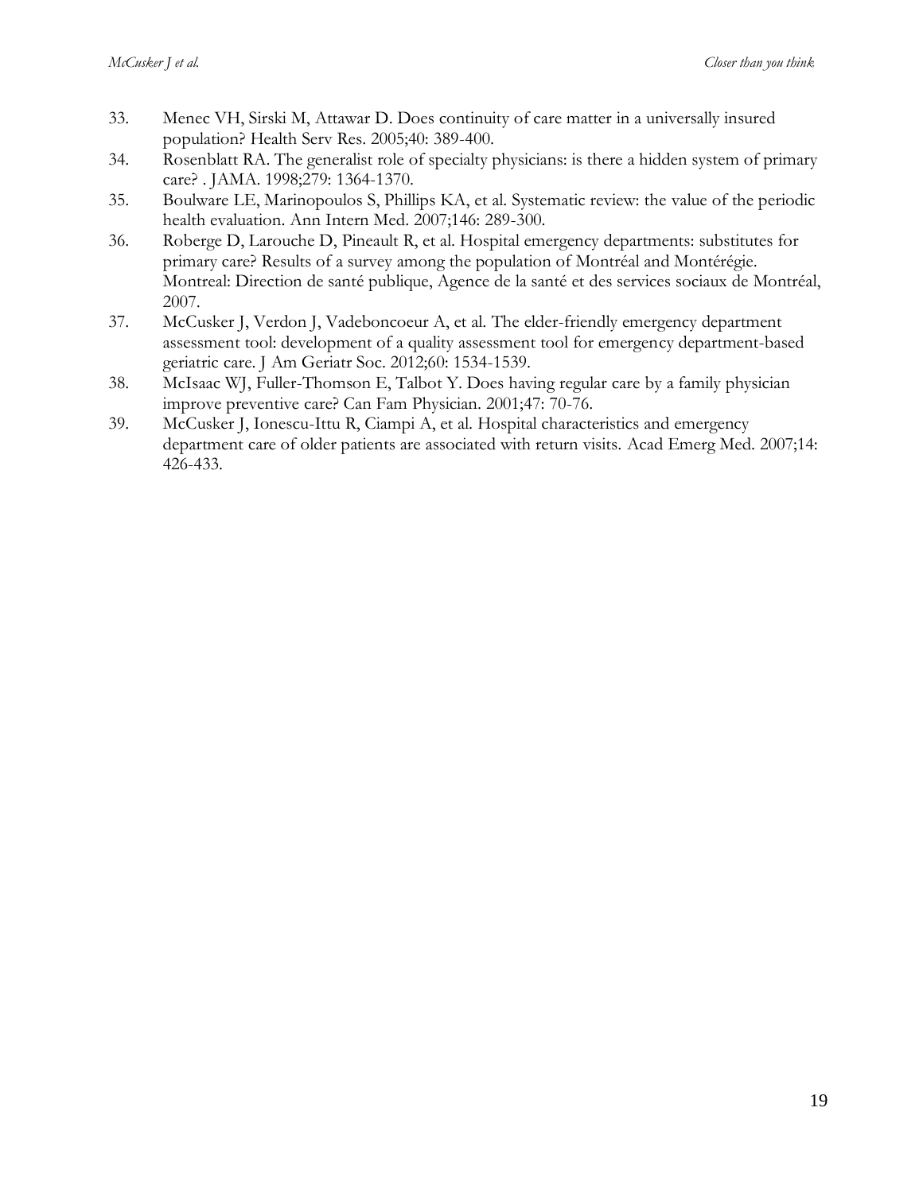33. Menec VH, Sirski M, Attawar D. Does continuity of care matter in a universally insured population? Health Serv Res. 2005;40: 389-400.
34. Rosenblatt RA. The generalist role of specialty physicians: is there a hidden system of primary care? . JAMA. 1998;279: 1364-1370.
35. Boulware LE, Marinopoulos S, Phillips KA, et al. Systematic review: the value of the periodic health evaluation. Ann Intern Med. 2007;146: 289-300.
36. Roberge D, Larouche D, Pineault R, et al. Hospital emergency departments: substitutes for primary care? Results of a survey among the population of Montréal and Montérégie. Montreal: Direction de santé publique, Agence de la santé et des services sociaux de Montréal, 2007.
37. McCusker J, Verdon J, Vadeboncoeur A, et al. The elder-friendly emergency department assessment tool: development of a quality assessment tool for emergency department-based geriatric care. J Am Geriatr Soc. 2012;60: 1534-1539.
38. McIsaac WJ, Fuller-Thomson E, Talbot Y. Does having regular care by a family physician improve preventive care? Can Fam Physician. 2001;47: 70-76.
39. McCusker J, Ionescu-Ittu R, Ciampi A, et al. Hospital characteristics and emergency department care of older patients are associated with return visits. Acad Emerg Med. 2007;14: 426-433.